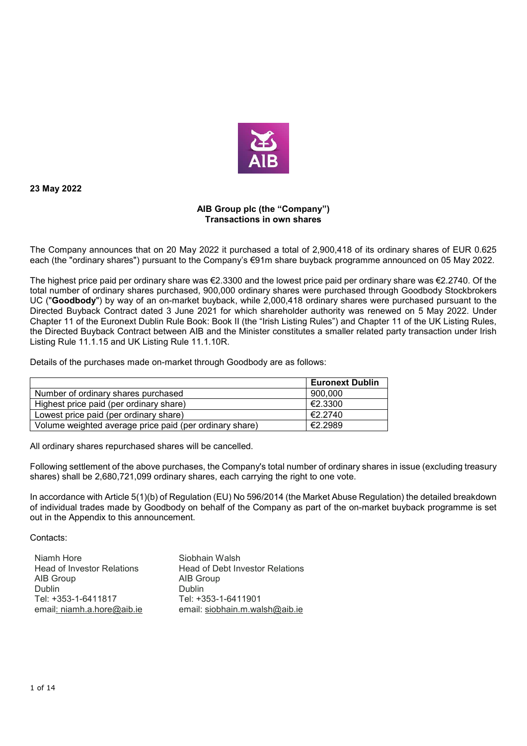**23 May 2022**

**AIB Group plc (the "Company")**
**Transactions in own shares**

The Company announces that on 20 May 2022 it purchased a total of 2,900,418 of its ordinary shares of EUR 0.625 each (the "ordinary shares") pursuant to the Company's €91m share buyback programme announced on 05 May 2022.

The highest price paid per ordinary share was €2.3300 and the lowest price paid per ordinary share was €2.2740. Of the total number of ordinary shares purchased, 900,000 ordinary shares were purchased through Goodbody Stockbrokers UC ("**Goodbody**") by way of an on-market buyback, while 2,000,418 ordinary shares were purchased pursuant to the Directed Buyback Contract dated 3 June 2021 for which shareholder authority was renewed on 5 May 2022. Under Chapter 11 of the Euronext Dublin Rule Book: Book II (the "Irish Listing Rules") and Chapter 11 of the UK Listing Rules, the Directed Buyback Contract between AIB and the Minister constitutes a smaller related party transaction under Irish Listing Rule 11.1.15 and UK Listing Rule 11.1.10R.

Details of the purchases made on-market through Goodbody are as follows:

| | **Euronext Dublin** |
|---|---|
| Number of ordinary shares purchased | 900,000 |
| Highest price paid (per ordinary share) | €2.3300 |
| Lowest price paid (per ordinary share) | €2.2740 |
| Volume weighted average price paid (per ordinary share) | €2.2989 |

All ordinary shares repurchased shares will be cancelled.

Following settlement of the above purchases, the Company's total number of ordinary shares in issue (excluding treasury shares) shall be 2,680,721,099 ordinary shares, each carrying the right to one vote.

In accordance with Article 5(1)(b) of Regulation (EU) No 596/2014 (the Market Abuse Regulation) the detailed breakdown of individual trades made by Goodbody on behalf of the Company as part of the on-market buyback programme is set out in the Appendix to this announcement.

Contacts:

Niamh Hore
Head of Investor Relations
AIB Group
Dublin
Tel: +353-1-6411817
email: niamh.a.hore@aib.ie

Siobhain Walsh
Head of Debt Investor Relations
AIB Group
Dublin
Tel: +353-1-6411901
email: siobhain.m.walsh@aib.ie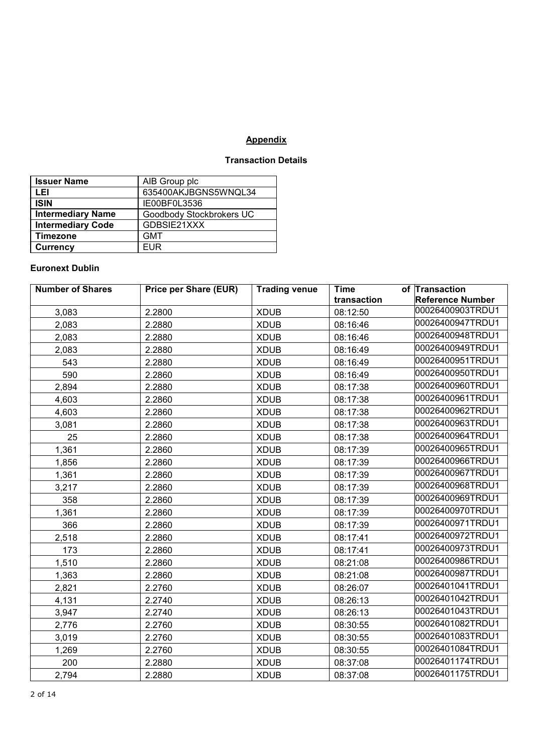## Appendix

### Transaction Details

| Issuer Name | AIB Group plc |
|---|---|
| LEI | 635400AKJBGNS5WNQL34 |
| ISIN | IE00BF0L3536 |
| Intermediary Name | Goodbody Stockbrokers UC |
| Intermediary Code | GDBSIE21XXX |
| Timezone | GMT |
| Currency | EUR |

### Euronext Dublin

| Number of Shares | Price per Share (EUR) | Trading venue | Time of transaction | Transaction Reference Number |
|---|---|---|---|---|
| 3,083 | 2.2800 | XDUB | 08:12:50 | 00026400903TRDU1 |
| 2,083 | 2.2880 | XDUB | 08:16:46 | 00026400947TRDU1 |
| 2,083 | 2.2880 | XDUB | 08:16:46 | 00026400948TRDU1 |
| 2,083 | 2.2880 | XDUB | 08:16:49 | 00026400949TRDU1 |
| 543 | 2.2880 | XDUB | 08:16:49 | 00026400951TRDU1 |
| 590 | 2.2860 | XDUB | 08:16:49 | 00026400950TRDU1 |
| 2,894 | 2.2880 | XDUB | 08:17:38 | 00026400960TRDU1 |
| 4,603 | 2.2860 | XDUB | 08:17:38 | 00026400961TRDU1 |
| 4,603 | 2.2860 | XDUB | 08:17:38 | 00026400962TRDU1 |
| 3,081 | 2.2860 | XDUB | 08:17:38 | 00026400963TRDU1 |
| 25 | 2.2860 | XDUB | 08:17:38 | 00026400964TRDU1 |
| 1,361 | 2.2860 | XDUB | 08:17:39 | 00026400965TRDU1 |
| 1,856 | 2.2860 | XDUB | 08:17:39 | 00026400966TRDU1 |
| 1,361 | 2.2860 | XDUB | 08:17:39 | 00026400967TRDU1 |
| 3,217 | 2.2860 | XDUB | 08:17:39 | 00026400968TRDU1 |
| 358 | 2.2860 | XDUB | 08:17:39 | 00026400969TRDU1 |
| 1,361 | 2.2860 | XDUB | 08:17:39 | 00026400970TRDU1 |
| 366 | 2.2860 | XDUB | 08:17:39 | 00026400971TRDU1 |
| 2,518 | 2.2860 | XDUB | 08:17:41 | 00026400972TRDU1 |
| 173 | 2.2860 | XDUB | 08:17:41 | 00026400973TRDU1 |
| 1,510 | 2.2860 | XDUB | 08:21:08 | 00026400986TRDU1 |
| 1,363 | 2.2860 | XDUB | 08:21:08 | 00026400987TRDU1 |
| 2,821 | 2.2760 | XDUB | 08:26:07 | 00026401041TRDU1 |
| 4,131 | 2.2740 | XDUB | 08:26:13 | 00026401042TRDU1 |
| 3,947 | 2.2740 | XDUB | 08:26:13 | 00026401043TRDU1 |
| 2,776 | 2.2760 | XDUB | 08:30:55 | 00026401082TRDU1 |
| 3,019 | 2.2760 | XDUB | 08:30:55 | 00026401083TRDU1 |
| 1,269 | 2.2760 | XDUB | 08:30:55 | 00026401084TRDU1 |
| 200 | 2.2880 | XDUB | 08:37:08 | 00026401174TRDU1 |
| 2,794 | 2.2880 | XDUB | 08:37:08 | 00026401175TRDU1 |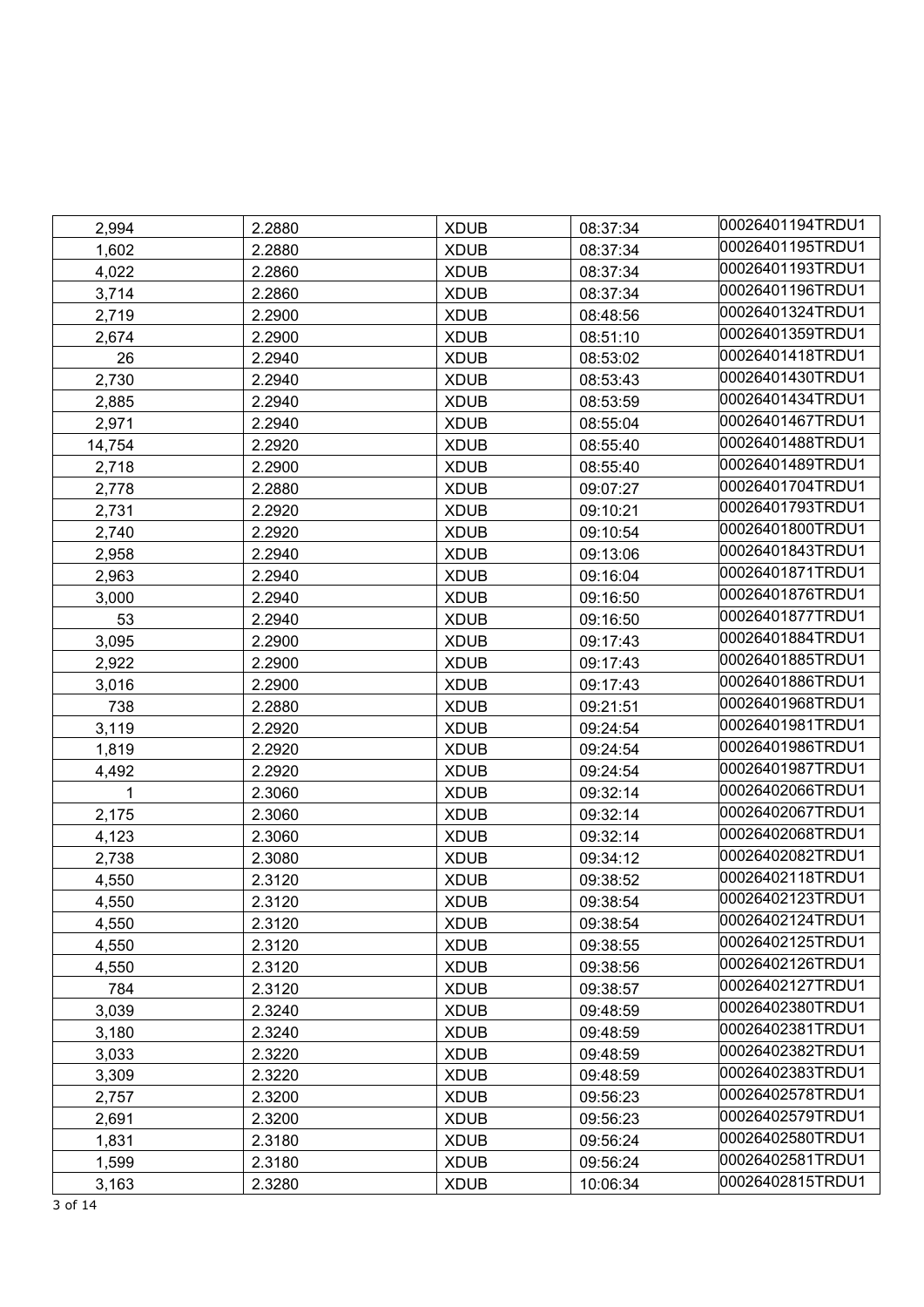| | | | | |
|---|---|---|---|---|
| 2,994 | 2.2880 | XDUB | 08:37:34 | 00026401194TRDU1 |
| 1,602 | 2.2880 | XDUB | 08:37:34 | 00026401195TRDU1 |
| 4,022 | 2.2860 | XDUB | 08:37:34 | 00026401193TRDU1 |
| 3,714 | 2.2860 | XDUB | 08:37:34 | 00026401196TRDU1 |
| 2,719 | 2.2900 | XDUB | 08:48:56 | 00026401324TRDU1 |
| 2,674 | 2.2900 | XDUB | 08:51:10 | 00026401359TRDU1 |
| 26 | 2.2940 | XDUB | 08:53:02 | 00026401418TRDU1 |
| 2,730 | 2.2940 | XDUB | 08:53:43 | 00026401430TRDU1 |
| 2,885 | 2.2940 | XDUB | 08:53:59 | 00026401434TRDU1 |
| 2,971 | 2.2940 | XDUB | 08:55:04 | 00026401467TRDU1 |
| 14,754 | 2.2920 | XDUB | 08:55:40 | 00026401488TRDU1 |
| 2,718 | 2.2900 | XDUB | 08:55:40 | 00026401489TRDU1 |
| 2,778 | 2.2880 | XDUB | 09:07:27 | 00026401704TRDU1 |
| 2,731 | 2.2920 | XDUB | 09:10:21 | 00026401793TRDU1 |
| 2,740 | 2.2920 | XDUB | 09:10:54 | 00026401800TRDU1 |
| 2,958 | 2.2940 | XDUB | 09:13:06 | 00026401843TRDU1 |
| 2,963 | 2.2940 | XDUB | 09:16:04 | 00026401871TRDU1 |
| 3,000 | 2.2940 | XDUB | 09:16:50 | 00026401876TRDU1 |
| 53 | 2.2940 | XDUB | 09:16:50 | 00026401877TRDU1 |
| 3,095 | 2.2900 | XDUB | 09:17:43 | 00026401884TRDU1 |
| 2,922 | 2.2900 | XDUB | 09:17:43 | 00026401885TRDU1 |
| 3,016 | 2.2900 | XDUB | 09:17:43 | 00026401886TRDU1 |
| 738 | 2.2880 | XDUB | 09:21:51 | 00026401968TRDU1 |
| 3,119 | 2.2920 | XDUB | 09:24:54 | 00026401981TRDU1 |
| 1,819 | 2.2920 | XDUB | 09:24:54 | 00026401986TRDU1 |
| 4,492 | 2.2920 | XDUB | 09:24:54 | 00026401987TRDU1 |
| 1 | 2.3060 | XDUB | 09:32:14 | 00026402066TRDU1 |
| 2,175 | 2.3060 | XDUB | 09:32:14 | 00026402067TRDU1 |
| 4,123 | 2.3060 | XDUB | 09:32:14 | 00026402068TRDU1 |
| 2,738 | 2.3080 | XDUB | 09:34:12 | 00026402082TRDU1 |
| 4,550 | 2.3120 | XDUB | 09:38:52 | 00026402118TRDU1 |
| 4,550 | 2.3120 | XDUB | 09:38:54 | 00026402123TRDU1 |
| 4,550 | 2.3120 | XDUB | 09:38:54 | 00026402124TRDU1 |
| 4,550 | 2.3120 | XDUB | 09:38:55 | 00026402125TRDU1 |
| 4,550 | 2.3120 | XDUB | 09:38:56 | 00026402126TRDU1 |
| 784 | 2.3120 | XDUB | 09:38:57 | 00026402127TRDU1 |
| 3,039 | 2.3240 | XDUB | 09:48:59 | 00026402380TRDU1 |
| 3,180 | 2.3240 | XDUB | 09:48:59 | 00026402381TRDU1 |
| 3,033 | 2.3220 | XDUB | 09:48:59 | 00026402382TRDU1 |
| 3,309 | 2.3220 | XDUB | 09:48:59 | 00026402383TRDU1 |
| 2,757 | 2.3200 | XDUB | 09:56:23 | 00026402578TRDU1 |
| 2,691 | 2.3200 | XDUB | 09:56:23 | 00026402579TRDU1 |
| 1,831 | 2.3180 | XDUB | 09:56:24 | 00026402580TRDU1 |
| 1,599 | 2.3180 | XDUB | 09:56:24 | 00026402581TRDU1 |
| 3,163 | 2.3280 | XDUB | 10:06:34 | 00026402815TRDU1 |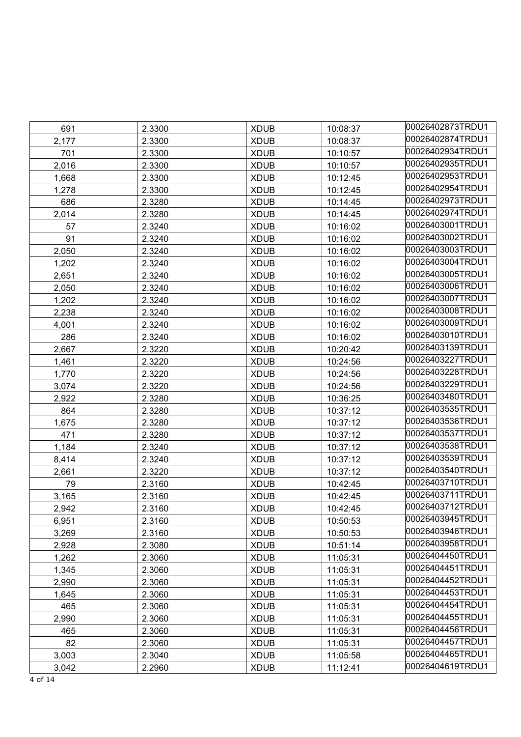| | | | | |
|---|---|---|---|---|
| 691 | 2.3300 | XDUB | 10:08:37 | 00026402873TRDU1 |
| 2,177 | 2.3300 | XDUB | 10:08:37 | 00026402874TRDU1 |
| 701 | 2.3300 | XDUB | 10:10:57 | 00026402934TRDU1 |
| 2,016 | 2.3300 | XDUB | 10:10:57 | 00026402935TRDU1 |
| 1,668 | 2.3300 | XDUB | 10:12:45 | 00026402953TRDU1 |
| 1,278 | 2.3300 | XDUB | 10:12:45 | 00026402954TRDU1 |
| 686 | 2.3280 | XDUB | 10:14:45 | 00026402973TRDU1 |
| 2,014 | 2.3280 | XDUB | 10:14:45 | 00026402974TRDU1 |
| 57 | 2.3240 | XDUB | 10:16:02 | 00026403001TRDU1 |
| 91 | 2.3240 | XDUB | 10:16:02 | 00026403002TRDU1 |
| 2,050 | 2.3240 | XDUB | 10:16:02 | 00026403003TRDU1 |
| 1,202 | 2.3240 | XDUB | 10:16:02 | 00026403004TRDU1 |
| 2,651 | 2.3240 | XDUB | 10:16:02 | 00026403005TRDU1 |
| 2,050 | 2.3240 | XDUB | 10:16:02 | 00026403006TRDU1 |
| 1,202 | 2.3240 | XDUB | 10:16:02 | 00026403007TRDU1 |
| 2,238 | 2.3240 | XDUB | 10:16:02 | 00026403008TRDU1 |
| 4,001 | 2.3240 | XDUB | 10:16:02 | 00026403009TRDU1 |
| 286 | 2.3240 | XDUB | 10:16:02 | 00026403010TRDU1 |
| 2,667 | 2.3220 | XDUB | 10:20:42 | 00026403139TRDU1 |
| 1,461 | 2.3220 | XDUB | 10:24:56 | 00026403227TRDU1 |
| 1,770 | 2.3220 | XDUB | 10:24:56 | 00026403228TRDU1 |
| 3,074 | 2.3220 | XDUB | 10:24:56 | 00026403229TRDU1 |
| 2,922 | 2.3280 | XDUB | 10:36:25 | 00026403480TRDU1 |
| 864 | 2.3280 | XDUB | 10:37:12 | 00026403535TRDU1 |
| 1,675 | 2.3280 | XDUB | 10:37:12 | 00026403536TRDU1 |
| 471 | 2.3280 | XDUB | 10:37:12 | 00026403537TRDU1 |
| 1,184 | 2.3240 | XDUB | 10:37:12 | 00026403538TRDU1 |
| 8,414 | 2.3240 | XDUB | 10:37:12 | 00026403539TRDU1 |
| 2,661 | 2.3220 | XDUB | 10:37:12 | 00026403540TRDU1 |
| 79 | 2.3160 | XDUB | 10:42:45 | 00026403710TRDU1 |
| 3,165 | 2.3160 | XDUB | 10:42:45 | 00026403711TRDU1 |
| 2,942 | 2.3160 | XDUB | 10:42:45 | 00026403712TRDU1 |
| 6,951 | 2.3160 | XDUB | 10:50:53 | 00026403945TRDU1 |
| 3,269 | 2.3160 | XDUB | 10:50:53 | 00026403946TRDU1 |
| 2,928 | 2.3080 | XDUB | 10:51:14 | 00026403958TRDU1 |
| 1,262 | 2.3060 | XDUB | 11:05:31 | 00026404450TRDU1 |
| 1,345 | 2.3060 | XDUB | 11:05:31 | 00026404451TRDU1 |
| 2,990 | 2.3060 | XDUB | 11:05:31 | 00026404452TRDU1 |
| 1,645 | 2.3060 | XDUB | 11:05:31 | 00026404453TRDU1 |
| 465 | 2.3060 | XDUB | 11:05:31 | 00026404454TRDU1 |
| 2,990 | 2.3060 | XDUB | 11:05:31 | 00026404455TRDU1 |
| 465 | 2.3060 | XDUB | 11:05:31 | 00026404456TRDU1 |
| 82 | 2.3060 | XDUB | 11:05:31 | 00026404457TRDU1 |
| 3,003 | 2.3040 | XDUB | 11:05:58 | 00026404465TRDU1 |
| 3,042 | 2.2960 | XDUB | 11:12:41 | 00026404619TRDU1 |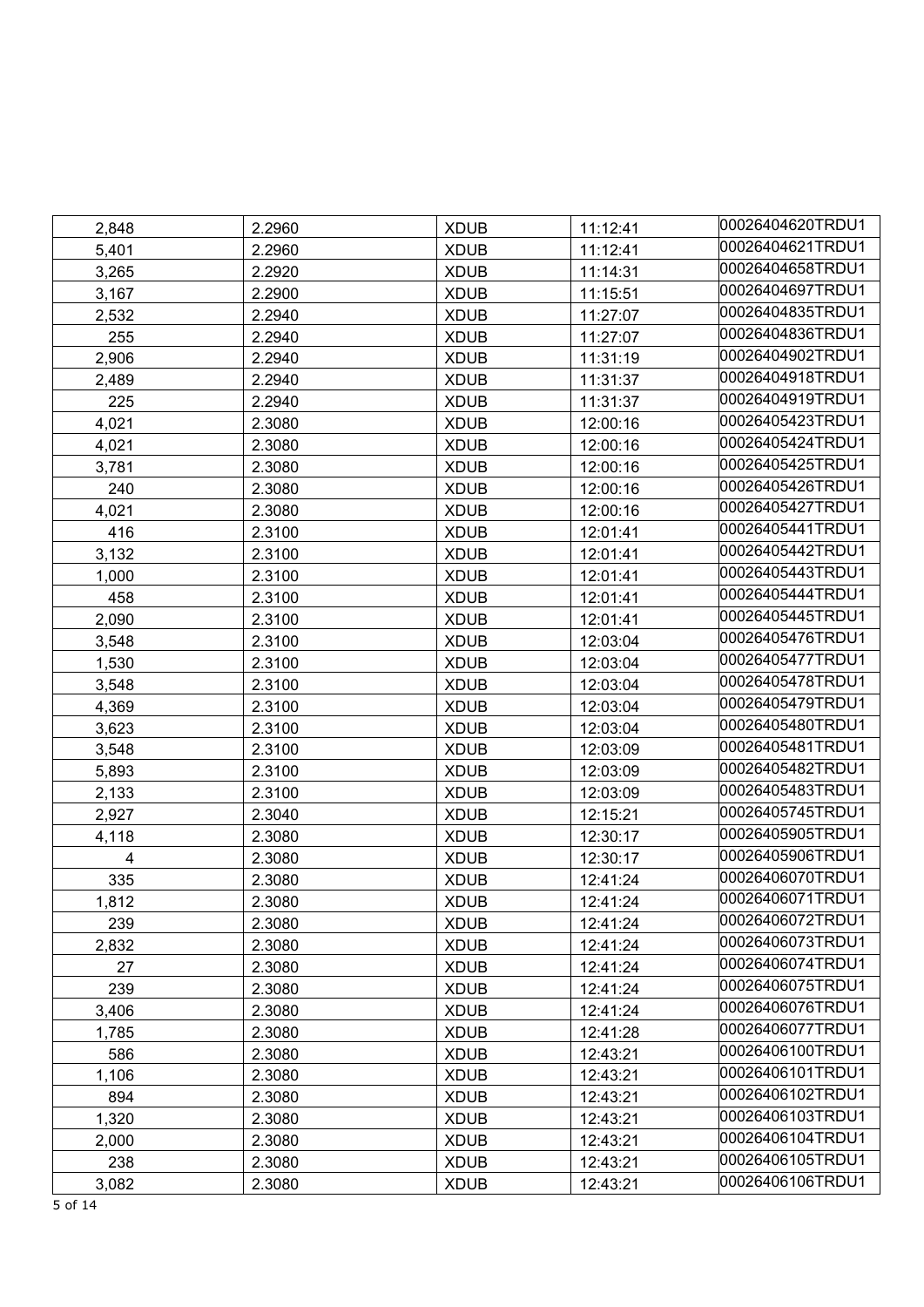| | | | | |
|---|---|---|---|---|
| 2,848 | 2.2960 | XDUB | 11:12:41 | 00026404620TRDU1 |
| 5,401 | 2.2960 | XDUB | 11:12:41 | 00026404621TRDU1 |
| 3,265 | 2.2920 | XDUB | 11:14:31 | 00026404658TRDU1 |
| 3,167 | 2.2900 | XDUB | 11:15:51 | 00026404697TRDU1 |
| 2,532 | 2.2940 | XDUB | 11:27:07 | 00026404835TRDU1 |
| 255 | 2.2940 | XDUB | 11:27:07 | 00026404836TRDU1 |
| 2,906 | 2.2940 | XDUB | 11:31:19 | 00026404902TRDU1 |
| 2,489 | 2.2940 | XDUB | 11:31:37 | 00026404918TRDU1 |
| 225 | 2.2940 | XDUB | 11:31:37 | 00026404919TRDU1 |
| 4,021 | 2.3080 | XDUB | 12:00:16 | 00026405423TRDU1 |
| 4,021 | 2.3080 | XDUB | 12:00:16 | 00026405424TRDU1 |
| 3,781 | 2.3080 | XDUB | 12:00:16 | 00026405425TRDU1 |
| 240 | 2.3080 | XDUB | 12:00:16 | 00026405426TRDU1 |
| 4,021 | 2.3080 | XDUB | 12:00:16 | 00026405427TRDU1 |
| 416 | 2.3100 | XDUB | 12:01:41 | 00026405441TRDU1 |
| 3,132 | 2.3100 | XDUB | 12:01:41 | 00026405442TRDU1 |
| 1,000 | 2.3100 | XDUB | 12:01:41 | 00026405443TRDU1 |
| 458 | 2.3100 | XDUB | 12:01:41 | 00026405444TRDU1 |
| 2,090 | 2.3100 | XDUB | 12:01:41 | 00026405445TRDU1 |
| 3,548 | 2.3100 | XDUB | 12:03:04 | 00026405476TRDU1 |
| 1,530 | 2.3100 | XDUB | 12:03:04 | 00026405477TRDU1 |
| 3,548 | 2.3100 | XDUB | 12:03:04 | 00026405478TRDU1 |
| 4,369 | 2.3100 | XDUB | 12:03:04 | 00026405479TRDU1 |
| 3,623 | 2.3100 | XDUB | 12:03:04 | 00026405480TRDU1 |
| 3,548 | 2.3100 | XDUB | 12:03:09 | 00026405481TRDU1 |
| 5,893 | 2.3100 | XDUB | 12:03:09 | 00026405482TRDU1 |
| 2,133 | 2.3100 | XDUB | 12:03:09 | 00026405483TRDU1 |
| 2,927 | 2.3040 | XDUB | 12:15:21 | 00026405745TRDU1 |
| 4,118 | 2.3080 | XDUB | 12:30:17 | 00026405905TRDU1 |
| 4 | 2.3080 | XDUB | 12:30:17 | 00026405906TRDU1 |
| 335 | 2.3080 | XDUB | 12:41:24 | 00026406070TRDU1 |
| 1,812 | 2.3080 | XDUB | 12:41:24 | 00026406071TRDU1 |
| 239 | 2.3080 | XDUB | 12:41:24 | 00026406072TRDU1 |
| 2,832 | 2.3080 | XDUB | 12:41:24 | 00026406073TRDU1 |
| 27 | 2.3080 | XDUB | 12:41:24 | 00026406074TRDU1 |
| 239 | 2.3080 | XDUB | 12:41:24 | 00026406075TRDU1 |
| 3,406 | 2.3080 | XDUB | 12:41:24 | 00026406076TRDU1 |
| 1,785 | 2.3080 | XDUB | 12:41:28 | 00026406077TRDU1 |
| 586 | 2.3080 | XDUB | 12:43:21 | 00026406100TRDU1 |
| 1,106 | 2.3080 | XDUB | 12:43:21 | 00026406101TRDU1 |
| 894 | 2.3080 | XDUB | 12:43:21 | 00026406102TRDU1 |
| 1,320 | 2.3080 | XDUB | 12:43:21 | 00026406103TRDU1 |
| 2,000 | 2.3080 | XDUB | 12:43:21 | 00026406104TRDU1 |
| 238 | 2.3080 | XDUB | 12:43:21 | 00026406105TRDU1 |
| 3,082 | 2.3080 | XDUB | 12:43:21 | 00026406106TRDU1 |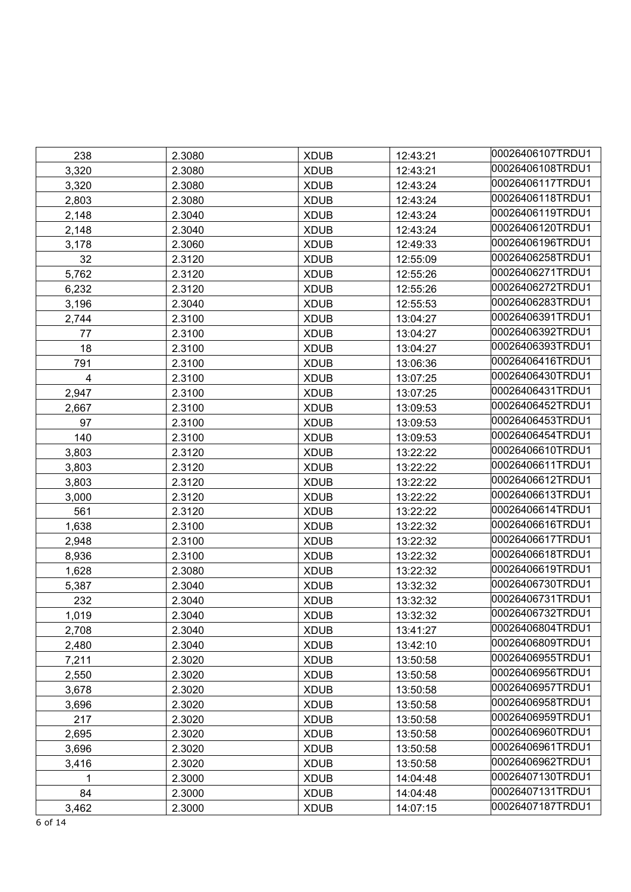| | | | | |
|---|---|---|---|---|
| 238 | 2.3080 | XDUB | 12:43:21 | 00026406107TRDU1 |
| 3,320 | 2.3080 | XDUB | 12:43:21 | 00026406108TRDU1 |
| 3,320 | 2.3080 | XDUB | 12:43:24 | 00026406117TRDU1 |
| 2,803 | 2.3080 | XDUB | 12:43:24 | 00026406118TRDU1 |
| 2,148 | 2.3040 | XDUB | 12:43:24 | 00026406119TRDU1 |
| 2,148 | 2.3040 | XDUB | 12:43:24 | 00026406120TRDU1 |
| 3,178 | 2.3060 | XDUB | 12:49:33 | 00026406196TRDU1 |
| 32 | 2.3120 | XDUB | 12:55:09 | 00026406258TRDU1 |
| 5,762 | 2.3120 | XDUB | 12:55:26 | 00026406271TRDU1 |
| 6,232 | 2.3120 | XDUB | 12:55:26 | 00026406272TRDU1 |
| 3,196 | 2.3040 | XDUB | 12:55:53 | 00026406283TRDU1 |
| 2,744 | 2.3100 | XDUB | 13:04:27 | 00026406391TRDU1 |
| 77 | 2.3100 | XDUB | 13:04:27 | 00026406392TRDU1 |
| 18 | 2.3100 | XDUB | 13:04:27 | 00026406393TRDU1 |
| 791 | 2.3100 | XDUB | 13:06:36 | 00026406416TRDU1 |
| 4 | 2.3100 | XDUB | 13:07:25 | 00026406430TRDU1 |
| 2,947 | 2.3100 | XDUB | 13:07:25 | 00026406431TRDU1 |
| 2,667 | 2.3100 | XDUB | 13:09:53 | 00026406452TRDU1 |
| 97 | 2.3100 | XDUB | 13:09:53 | 00026406453TRDU1 |
| 140 | 2.3100 | XDUB | 13:09:53 | 00026406454TRDU1 |
| 3,803 | 2.3120 | XDUB | 13:22:22 | 00026406610TRDU1 |
| 3,803 | 2.3120 | XDUB | 13:22:22 | 00026406611TRDU1 |
| 3,803 | 2.3120 | XDUB | 13:22:22 | 00026406612TRDU1 |
| 3,000 | 2.3120 | XDUB | 13:22:22 | 00026406613TRDU1 |
| 561 | 2.3120 | XDUB | 13:22:22 | 00026406614TRDU1 |
| 1,638 | 2.3100 | XDUB | 13:22:32 | 00026406616TRDU1 |
| 2,948 | 2.3100 | XDUB | 13:22:32 | 00026406617TRDU1 |
| 8,936 | 2.3100 | XDUB | 13:22:32 | 00026406618TRDU1 |
| 1,628 | 2.3080 | XDUB | 13:22:32 | 00026406619TRDU1 |
| 5,387 | 2.3040 | XDUB | 13:32:32 | 00026406730TRDU1 |
| 232 | 2.3040 | XDUB | 13:32:32 | 00026406731TRDU1 |
| 1,019 | 2.3040 | XDUB | 13:32:32 | 00026406732TRDU1 |
| 2,708 | 2.3040 | XDUB | 13:41:27 | 00026406804TRDU1 |
| 2,480 | 2.3040 | XDUB | 13:42:10 | 00026406809TRDU1 |
| 7,211 | 2.3020 | XDUB | 13:50:58 | 00026406955TRDU1 |
| 2,550 | 2.3020 | XDUB | 13:50:58 | 00026406956TRDU1 |
| 3,678 | 2.3020 | XDUB | 13:50:58 | 00026406957TRDU1 |
| 3,696 | 2.3020 | XDUB | 13:50:58 | 00026406958TRDU1 |
| 217 | 2.3020 | XDUB | 13:50:58 | 00026406959TRDU1 |
| 2,695 | 2.3020 | XDUB | 13:50:58 | 00026406960TRDU1 |
| 3,696 | 2.3020 | XDUB | 13:50:58 | 00026406961TRDU1 |
| 3,416 | 2.3020 | XDUB | 13:50:58 | 00026406962TRDU1 |
| 1 | 2.3000 | XDUB | 14:04:48 | 00026407130TRDU1 |
| 84 | 2.3000 | XDUB | 14:04:48 | 00026407131TRDU1 |
| 3,462 | 2.3000 | XDUB | 14:07:15 | 00026407187TRDU1 |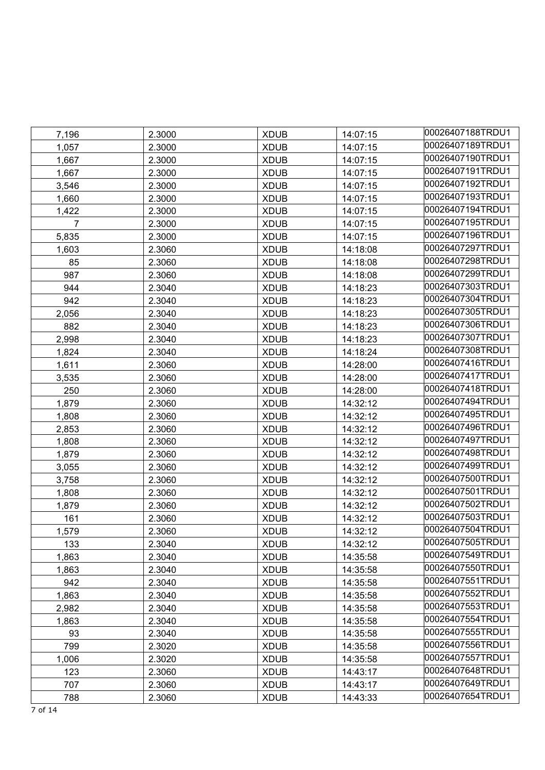| | | | | |
|---|---|---|---|---|
| 7,196 | 2.3000 | XDUB | 14:07:15 | 00026407188TRDU1 |
| 1,057 | 2.3000 | XDUB | 14:07:15 | 00026407189TRDU1 |
| 1,667 | 2.3000 | XDUB | 14:07:15 | 00026407190TRDU1 |
| 1,667 | 2.3000 | XDUB | 14:07:15 | 00026407191TRDU1 |
| 3,546 | 2.3000 | XDUB | 14:07:15 | 00026407192TRDU1 |
| 1,660 | 2.3000 | XDUB | 14:07:15 | 00026407193TRDU1 |
| 1,422 | 2.3000 | XDUB | 14:07:15 | 00026407194TRDU1 |
| 7 | 2.3000 | XDUB | 14:07:15 | 00026407195TRDU1 |
| 5,835 | 2.3000 | XDUB | 14:07:15 | 00026407196TRDU1 |
| 1,603 | 2.3060 | XDUB | 14:18:08 | 00026407297TRDU1 |
| 85 | 2.3060 | XDUB | 14:18:08 | 00026407298TRDU1 |
| 987 | 2.3060 | XDUB | 14:18:08 | 00026407299TRDU1 |
| 944 | 2.3040 | XDUB | 14:18:23 | 00026407303TRDU1 |
| 942 | 2.3040 | XDUB | 14:18:23 | 00026407304TRDU1 |
| 2,056 | 2.3040 | XDUB | 14:18:23 | 00026407305TRDU1 |
| 882 | 2.3040 | XDUB | 14:18:23 | 00026407306TRDU1 |
| 2,998 | 2.3040 | XDUB | 14:18:23 | 00026407307TRDU1 |
| 1,824 | 2.3040 | XDUB | 14:18:24 | 00026407308TRDU1 |
| 1,611 | 2.3060 | XDUB | 14:28:00 | 00026407416TRDU1 |
| 3,535 | 2.3060 | XDUB | 14:28:00 | 00026407417TRDU1 |
| 250 | 2.3060 | XDUB | 14:28:00 | 00026407418TRDU1 |
| 1,879 | 2.3060 | XDUB | 14:32:12 | 00026407494TRDU1 |
| 1,808 | 2.3060 | XDUB | 14:32:12 | 00026407495TRDU1 |
| 2,853 | 2.3060 | XDUB | 14:32:12 | 00026407496TRDU1 |
| 1,808 | 2.3060 | XDUB | 14:32:12 | 00026407497TRDU1 |
| 1,879 | 2.3060 | XDUB | 14:32:12 | 00026407498TRDU1 |
| 3,055 | 2.3060 | XDUB | 14:32:12 | 00026407499TRDU1 |
| 3,758 | 2.3060 | XDUB | 14:32:12 | 00026407500TRDU1 |
| 1,808 | 2.3060 | XDUB | 14:32:12 | 00026407501TRDU1 |
| 1,879 | 2.3060 | XDUB | 14:32:12 | 00026407502TRDU1 |
| 161 | 2.3060 | XDUB | 14:32:12 | 00026407503TRDU1 |
| 1,579 | 2.3060 | XDUB | 14:32:12 | 00026407504TRDU1 |
| 133 | 2.3040 | XDUB | 14:32:12 | 00026407505TRDU1 |
| 1,863 | 2.3040 | XDUB | 14:35:58 | 00026407549TRDU1 |
| 1,863 | 2.3040 | XDUB | 14:35:58 | 00026407550TRDU1 |
| 942 | 2.3040 | XDUB | 14:35:58 | 00026407551TRDU1 |
| 1,863 | 2.3040 | XDUB | 14:35:58 | 00026407552TRDU1 |
| 2,982 | 2.3040 | XDUB | 14:35:58 | 00026407553TRDU1 |
| 1,863 | 2.3040 | XDUB | 14:35:58 | 00026407554TRDU1 |
| 93 | 2.3040 | XDUB | 14:35:58 | 00026407555TRDU1 |
| 799 | 2.3020 | XDUB | 14:35:58 | 00026407556TRDU1 |
| 1,006 | 2.3020 | XDUB | 14:35:58 | 00026407557TRDU1 |
| 123 | 2.3060 | XDUB | 14:43:17 | 00026407648TRDU1 |
| 707 | 2.3060 | XDUB | 14:43:17 | 00026407649TRDU1 |
| 788 | 2.3060 | XDUB | 14:43:33 | 00026407654TRDU1 |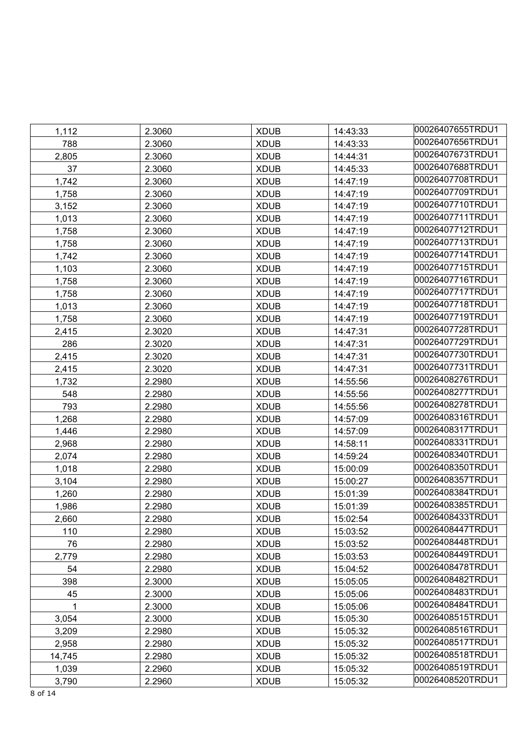| | | | | |
|---|---|---|---|---|
| 1,112 | 2.3060 | XDUB | 14:43:33 | 00026407655TRDU1 |
| 788 | 2.3060 | XDUB | 14:43:33 | 00026407656TRDU1 |
| 2,805 | 2.3060 | XDUB | 14:44:31 | 00026407673TRDU1 |
| 37 | 2.3060 | XDUB | 14:45:33 | 00026407688TRDU1 |
| 1,742 | 2.3060 | XDUB | 14:47:19 | 00026407708TRDU1 |
| 1,758 | 2.3060 | XDUB | 14:47:19 | 00026407709TRDU1 |
| 3,152 | 2.3060 | XDUB | 14:47:19 | 00026407710TRDU1 |
| 1,013 | 2.3060 | XDUB | 14:47:19 | 00026407711TRDU1 |
| 1,758 | 2.3060 | XDUB | 14:47:19 | 00026407712TRDU1 |
| 1,758 | 2.3060 | XDUB | 14:47:19 | 00026407713TRDU1 |
| 1,742 | 2.3060 | XDUB | 14:47:19 | 00026407714TRDU1 |
| 1,103 | 2.3060 | XDUB | 14:47:19 | 00026407715TRDU1 |
| 1,758 | 2.3060 | XDUB | 14:47:19 | 00026407716TRDU1 |
| 1,758 | 2.3060 | XDUB | 14:47:19 | 00026407717TRDU1 |
| 1,013 | 2.3060 | XDUB | 14:47:19 | 00026407718TRDU1 |
| 1,758 | 2.3060 | XDUB | 14:47:19 | 00026407719TRDU1 |
| 2,415 | 2.3020 | XDUB | 14:47:31 | 00026407728TRDU1 |
| 286 | 2.3020 | XDUB | 14:47:31 | 00026407729TRDU1 |
| 2,415 | 2.3020 | XDUB | 14:47:31 | 00026407730TRDU1 |
| 2,415 | 2.3020 | XDUB | 14:47:31 | 00026407731TRDU1 |
| 1,732 | 2.2980 | XDUB | 14:55:56 | 00026408276TRDU1 |
| 548 | 2.2980 | XDUB | 14:55:56 | 00026408277TRDU1 |
| 793 | 2.2980 | XDUB | 14:55:56 | 00026408278TRDU1 |
| 1,268 | 2.2980 | XDUB | 14:57:09 | 00026408316TRDU1 |
| 1,446 | 2.2980 | XDUB | 14:57:09 | 00026408317TRDU1 |
| 2,968 | 2.2980 | XDUB | 14:58:11 | 00026408331TRDU1 |
| 2,074 | 2.2980 | XDUB | 14:59:24 | 00026408340TRDU1 |
| 1,018 | 2.2980 | XDUB | 15:00:09 | 00026408350TRDU1 |
| 3,104 | 2.2980 | XDUB | 15:00:27 | 00026408357TRDU1 |
| 1,260 | 2.2980 | XDUB | 15:01:39 | 00026408384TRDU1 |
| 1,986 | 2.2980 | XDUB | 15:01:39 | 00026408385TRDU1 |
| 2,660 | 2.2980 | XDUB | 15:02:54 | 00026408433TRDU1 |
| 110 | 2.2980 | XDUB | 15:03:52 | 00026408447TRDU1 |
| 76 | 2.2980 | XDUB | 15:03:52 | 00026408448TRDU1 |
| 2,779 | 2.2980 | XDUB | 15:03:53 | 00026408449TRDU1 |
| 54 | 2.2980 | XDUB | 15:04:52 | 00026408478TRDU1 |
| 398 | 2.3000 | XDUB | 15:05:05 | 00026408482TRDU1 |
| 45 | 2.3000 | XDUB | 15:05:06 | 00026408483TRDU1 |
| 1 | 2.3000 | XDUB | 15:05:06 | 00026408484TRDU1 |
| 3,054 | 2.3000 | XDUB | 15:05:30 | 00026408515TRDU1 |
| 3,209 | 2.2980 | XDUB | 15:05:32 | 00026408516TRDU1 |
| 2,958 | 2.2980 | XDUB | 15:05:32 | 00026408517TRDU1 |
| 14,745 | 2.2980 | XDUB | 15:05:32 | 00026408518TRDU1 |
| 1,039 | 2.2960 | XDUB | 15:05:32 | 00026408519TRDU1 |
| 3,790 | 2.2960 | XDUB | 15:05:32 | 00026408520TRDU1 |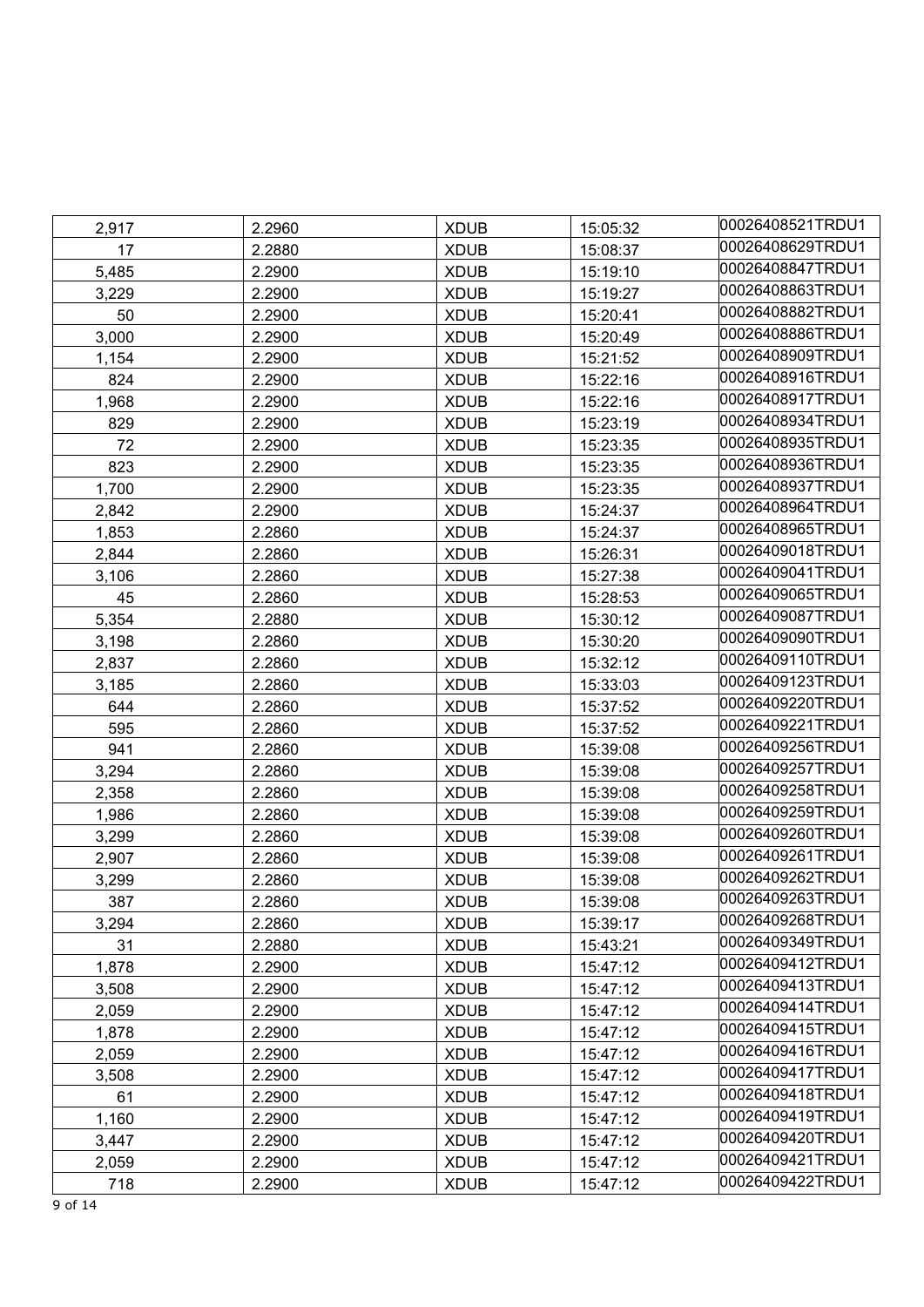| 2,917 | 2.2960 | XDUB | 15:05:32 | 00026408521TRDU1 |
|---|---|---|---|---|
| 17 | 2.2880 | XDUB | 15:08:37 | 00026408629TRDU1 |
| 5,485 | 2.2900 | XDUB | 15:19:10 | 00026408847TRDU1 |
| 3,229 | 2.2900 | XDUB | 15:19:27 | 00026408863TRDU1 |
| 50 | 2.2900 | XDUB | 15:20:41 | 00026408882TRDU1 |
| 3,000 | 2.2900 | XDUB | 15:20:49 | 00026408886TRDU1 |
| 1,154 | 2.2900 | XDUB | 15:21:52 | 00026408909TRDU1 |
| 824 | 2.2900 | XDUB | 15:22:16 | 00026408916TRDU1 |
| 1,968 | 2.2900 | XDUB | 15:22:16 | 00026408917TRDU1 |
| 829 | 2.2900 | XDUB | 15:23:19 | 00026408934TRDU1 |
| 72 | 2.2900 | XDUB | 15:23:35 | 00026408935TRDU1 |
| 823 | 2.2900 | XDUB | 15:23:35 | 00026408936TRDU1 |
| 1,700 | 2.2900 | XDUB | 15:23:35 | 00026408937TRDU1 |
| 2,842 | 2.2900 | XDUB | 15:24:37 | 00026408964TRDU1 |
| 1,853 | 2.2860 | XDUB | 15:24:37 | 00026408965TRDU1 |
| 2,844 | 2.2860 | XDUB | 15:26:31 | 00026409018TRDU1 |
| 3,106 | 2.2860 | XDUB | 15:27:38 | 00026409041TRDU1 |
| 45 | 2.2860 | XDUB | 15:28:53 | 00026409065TRDU1 |
| 5,354 | 2.2880 | XDUB | 15:30:12 | 00026409087TRDU1 |
| 3,198 | 2.2860 | XDUB | 15:30:20 | 00026409090TRDU1 |
| 2,837 | 2.2860 | XDUB | 15:32:12 | 00026409110TRDU1 |
| 3,185 | 2.2860 | XDUB | 15:33:03 | 00026409123TRDU1 |
| 644 | 2.2860 | XDUB | 15:37:52 | 00026409220TRDU1 |
| 595 | 2.2860 | XDUB | 15:37:52 | 00026409221TRDU1 |
| 941 | 2.2860 | XDUB | 15:39:08 | 00026409256TRDU1 |
| 3,294 | 2.2860 | XDUB | 15:39:08 | 00026409257TRDU1 |
| 2,358 | 2.2860 | XDUB | 15:39:08 | 00026409258TRDU1 |
| 1,986 | 2.2860 | XDUB | 15:39:08 | 00026409259TRDU1 |
| 3,299 | 2.2860 | XDUB | 15:39:08 | 00026409260TRDU1 |
| 2,907 | 2.2860 | XDUB | 15:39:08 | 00026409261TRDU1 |
| 3,299 | 2.2860 | XDUB | 15:39:08 | 00026409262TRDU1 |
| 387 | 2.2860 | XDUB | 15:39:08 | 00026409263TRDU1 |
| 3,294 | 2.2860 | XDUB | 15:39:17 | 00026409268TRDU1 |
| 31 | 2.2880 | XDUB | 15:43:21 | 00026409349TRDU1 |
| 1,878 | 2.2900 | XDUB | 15:47:12 | 00026409412TRDU1 |
| 3,508 | 2.2900 | XDUB | 15:47:12 | 00026409413TRDU1 |
| 2,059 | 2.2900 | XDUB | 15:47:12 | 00026409414TRDU1 |
| 1,878 | 2.2900 | XDUB | 15:47:12 | 00026409415TRDU1 |
| 2,059 | 2.2900 | XDUB | 15:47:12 | 00026409416TRDU1 |
| 3,508 | 2.2900 | XDUB | 15:47:12 | 00026409417TRDU1 |
| 61 | 2.2900 | XDUB | 15:47:12 | 00026409418TRDU1 |
| 1,160 | 2.2900 | XDUB | 15:47:12 | 00026409419TRDU1 |
| 3,447 | 2.2900 | XDUB | 15:47:12 | 00026409420TRDU1 |
| 2,059 | 2.2900 | XDUB | 15:47:12 | 00026409421TRDU1 |
| 718 | 2.2900 | XDUB | 15:47:12 | 00026409422TRDU1 |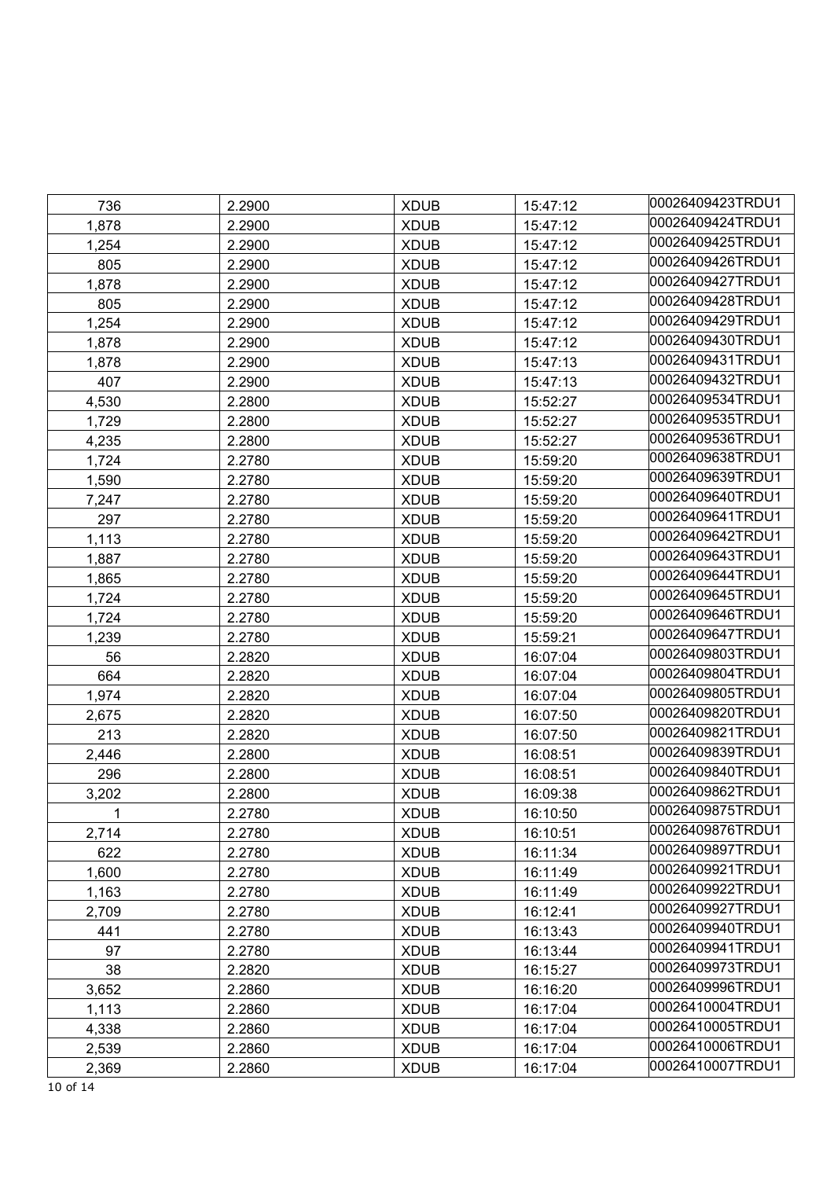| | | | | |
|---|---|---|---|---|
| 736 | 2.2900 | XDUB | 15:47:12 | 00026409423TRDU1 |
| 1,878 | 2.2900 | XDUB | 15:47:12 | 00026409424TRDU1 |
| 1,254 | 2.2900 | XDUB | 15:47:12 | 00026409425TRDU1 |
| 805 | 2.2900 | XDUB | 15:47:12 | 00026409426TRDU1 |
| 1,878 | 2.2900 | XDUB | 15:47:12 | 00026409427TRDU1 |
| 805 | 2.2900 | XDUB | 15:47:12 | 00026409428TRDU1 |
| 1,254 | 2.2900 | XDUB | 15:47:12 | 00026409429TRDU1 |
| 1,878 | 2.2900 | XDUB | 15:47:12 | 00026409430TRDU1 |
| 1,878 | 2.2900 | XDUB | 15:47:13 | 00026409431TRDU1 |
| 407 | 2.2900 | XDUB | 15:47:13 | 00026409432TRDU1 |
| 4,530 | 2.2800 | XDUB | 15:52:27 | 00026409534TRDU1 |
| 1,729 | 2.2800 | XDUB | 15:52:27 | 00026409535TRDU1 |
| 4,235 | 2.2800 | XDUB | 15:52:27 | 00026409536TRDU1 |
| 1,724 | 2.2780 | XDUB | 15:59:20 | 00026409638TRDU1 |
| 1,590 | 2.2780 | XDUB | 15:59:20 | 00026409639TRDU1 |
| 7,247 | 2.2780 | XDUB | 15:59:20 | 00026409640TRDU1 |
| 297 | 2.2780 | XDUB | 15:59:20 | 00026409641TRDU1 |
| 1,113 | 2.2780 | XDUB | 15:59:20 | 00026409642TRDU1 |
| 1,887 | 2.2780 | XDUB | 15:59:20 | 00026409643TRDU1 |
| 1,865 | 2.2780 | XDUB | 15:59:20 | 00026409644TRDU1 |
| 1,724 | 2.2780 | XDUB | 15:59:20 | 00026409645TRDU1 |
| 1,724 | 2.2780 | XDUB | 15:59:20 | 00026409646TRDU1 |
| 1,239 | 2.2780 | XDUB | 15:59:21 | 00026409647TRDU1 |
| 56 | 2.2820 | XDUB | 16:07:04 | 00026409803TRDU1 |
| 664 | 2.2820 | XDUB | 16:07:04 | 00026409804TRDU1 |
| 1,974 | 2.2820 | XDUB | 16:07:04 | 00026409805TRDU1 |
| 2,675 | 2.2820 | XDUB | 16:07:50 | 00026409820TRDU1 |
| 213 | 2.2820 | XDUB | 16:07:50 | 00026409821TRDU1 |
| 2,446 | 2.2800 | XDUB | 16:08:51 | 00026409839TRDU1 |
| 296 | 2.2800 | XDUB | 16:08:51 | 00026409840TRDU1 |
| 3,202 | 2.2800 | XDUB | 16:09:38 | 00026409862TRDU1 |
| 1 | 2.2780 | XDUB | 16:10:50 | 00026409875TRDU1 |
| 2,714 | 2.2780 | XDUB | 16:10:51 | 00026409876TRDU1 |
| 622 | 2.2780 | XDUB | 16:11:34 | 00026409897TRDU1 |
| 1,600 | 2.2780 | XDUB | 16:11:49 | 00026409921TRDU1 |
| 1,163 | 2.2780 | XDUB | 16:11:49 | 00026409922TRDU1 |
| 2,709 | 2.2780 | XDUB | 16:12:41 | 00026409927TRDU1 |
| 441 | 2.2780 | XDUB | 16:13:43 | 00026409940TRDU1 |
| 97 | 2.2780 | XDUB | 16:13:44 | 00026409941TRDU1 |
| 38 | 2.2820 | XDUB | 16:15:27 | 00026409973TRDU1 |
| 3,652 | 2.2860 | XDUB | 16:16:20 | 00026409996TRDU1 |
| 1,113 | 2.2860 | XDUB | 16:17:04 | 00026410004TRDU1 |
| 4,338 | 2.2860 | XDUB | 16:17:04 | 00026410005TRDU1 |
| 2,539 | 2.2860 | XDUB | 16:17:04 | 00026410006TRDU1 |
| 2,369 | 2.2860 | XDUB | 16:17:04 | 00026410007TRDU1 |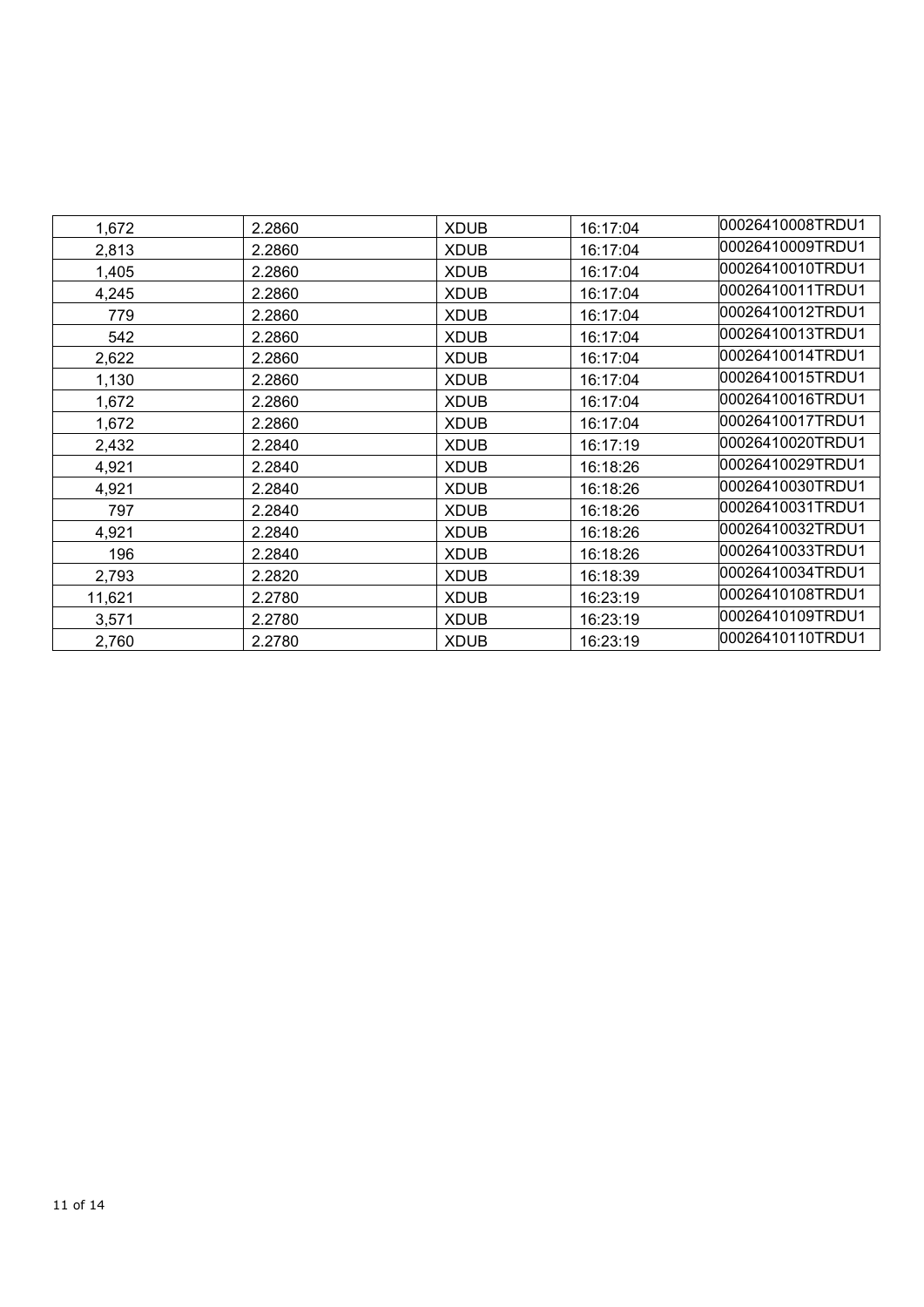| | | | | |
|---|---|---|---|---|
| 1,672 | 2.2860 | XDUB | 16:17:04 | 00026410008TRDU1 |
| 2,813 | 2.2860 | XDUB | 16:17:04 | 00026410009TRDU1 |
| 1,405 | 2.2860 | XDUB | 16:17:04 | 00026410010TRDU1 |
| 4,245 | 2.2860 | XDUB | 16:17:04 | 00026410011TRDU1 |
| 779 | 2.2860 | XDUB | 16:17:04 | 00026410012TRDU1 |
| 542 | 2.2860 | XDUB | 16:17:04 | 00026410013TRDU1 |
| 2,622 | 2.2860 | XDUB | 16:17:04 | 00026410014TRDU1 |
| 1,130 | 2.2860 | XDUB | 16:17:04 | 00026410015TRDU1 |
| 1,672 | 2.2860 | XDUB | 16:17:04 | 00026410016TRDU1 |
| 1,672 | 2.2860 | XDUB | 16:17:04 | 00026410017TRDU1 |
| 2,432 | 2.2840 | XDUB | 16:17:19 | 00026410020TRDU1 |
| 4,921 | 2.2840 | XDUB | 16:18:26 | 00026410029TRDU1 |
| 4,921 | 2.2840 | XDUB | 16:18:26 | 00026410030TRDU1 |
| 797 | 2.2840 | XDUB | 16:18:26 | 00026410031TRDU1 |
| 4,921 | 2.2840 | XDUB | 16:18:26 | 00026410032TRDU1 |
| 196 | 2.2840 | XDUB | 16:18:26 | 00026410033TRDU1 |
| 2,793 | 2.2820 | XDUB | 16:18:39 | 00026410034TRDU1 |
| 11,621 | 2.2780 | XDUB | 16:23:19 | 00026410108TRDU1 |
| 3,571 | 2.2780 | XDUB | 16:23:19 | 00026410109TRDU1 |
| 2,760 | 2.2780 | XDUB | 16:23:19 | 00026410110TRDU1 |